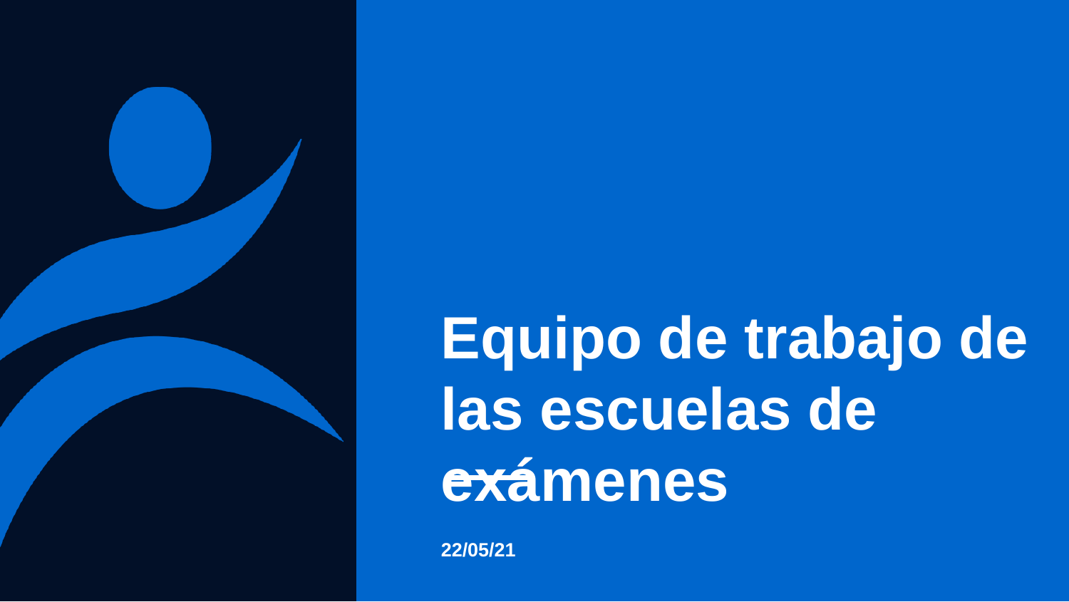# Equipo de trabajo de las escuelas de exámenes

**22/05/21**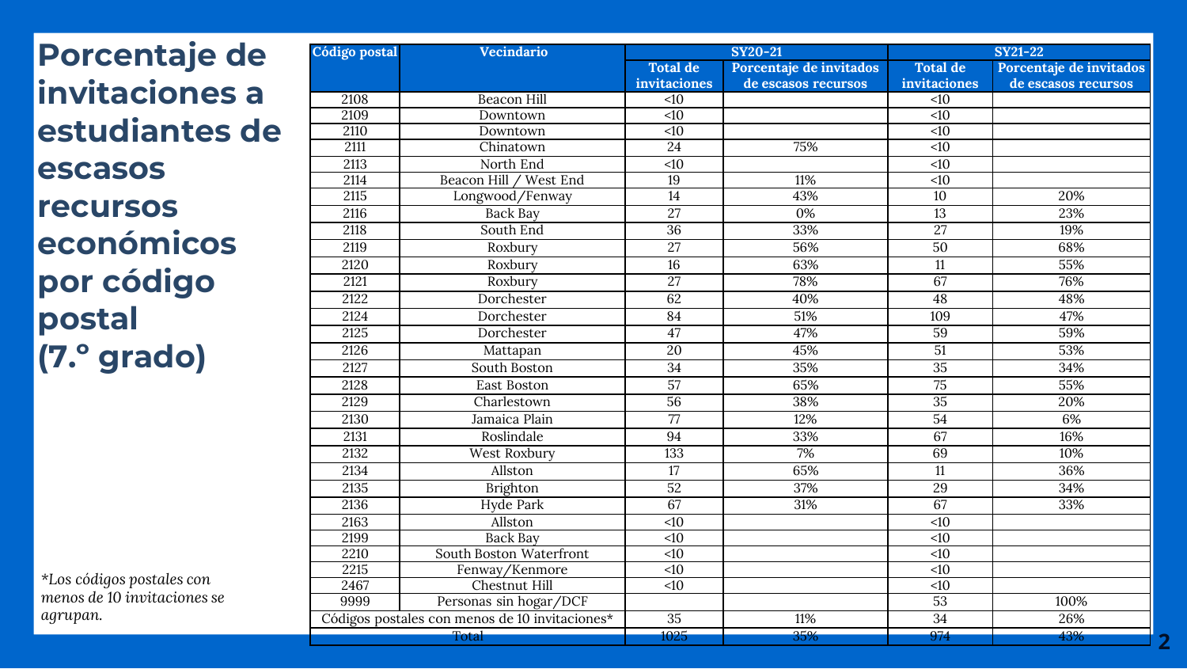# Porcentaje de invitaciones a estudiantes de escasos recursos económicos por código postal (7.º grado)

| Código postal | Vecindario | SY20-21 | | SY21-22 | |
|---|---|---|---|---|---|
| | | Total de invitaciones | Porcentaje de invitados de escasos recursos | Total de invitaciones | Porcentaje de invitados de escasos recursos |
| 2108 | Beacon Hill | <10 | | <10 | |
| 2109 | Downtown | <10 | | <10 | |
| 2110 | Downtown | <10 | | <10 | |
| 2111 | Chinatown | 24 | 75% | <10 | |
| 2113 | North End | <10 | | <10 | |
| 2114 | Beacon Hill / West End | 19 | 11% | <10 | |
| 2115 | Longwood/Fenway | 14 | 43% | 10 | 20% |
| 2116 | Back Bay | 27 | 0% | 13 | 23% |
| 2118 | South End | 36 | 33% | 27 | 19% |
| 2119 | Roxbury | 27 | 56% | 50 | 68% |
| 2120 | Roxbury | 16 | 63% | 11 | 55% |
| 2121 | Roxbury | 27 | 78% | 67 | 76% |
| 2122 | Dorchester | 62 | 40% | 48 | 48% |
| 2124 | Dorchester | 84 | 51% | 109 | 47% |
| 2125 | Dorchester | 47 | 47% | 59 | 59% |
| 2126 | Mattapan | 20 | 45% | 51 | 53% |
| 2127 | South Boston | 34 | 35% | 35 | 34% |
| 2128 | East Boston | 57 | 65% | 75 | 55% |
| 2129 | Charlestown | 56 | 38% | 35 | 20% |
| 2130 | Jamaica Plain | 77 | 12% | 54 | 6% |
| 2131 | Roslindale | 94 | 33% | 67 | 16% |
| 2132 | West Roxbury | 133 | 7% | 69 | 10% |
| 2134 | Allston | 17 | 65% | 11 | 36% |
| 2135 | Brighton | 52 | 37% | 29 | 34% |
| 2136 | Hyde Park | 67 | 31% | 67 | 33% |
| 2163 | Allston | <10 | | <10 | |
| 2199 | Back Bay | <10 | | <10 | |
| 2210 | South Boston Waterfront | <10 | | <10 | |
| 2215 | Fenway/Kenmore | <10 | | <10 | |
| 2467 | Chestnut Hill | <10 | | <10 | |
| 9999 | Personas sin hogar/DCF | | | 53 | 100% |
| Códigos postales con menos de 10 invitaciones* | | 35 | 11% | 34 | 26% |
| Total | | 1025 | 35% | 974 | 43% |

*Los códigos postales con menos de 10 invitaciones se agrupan.*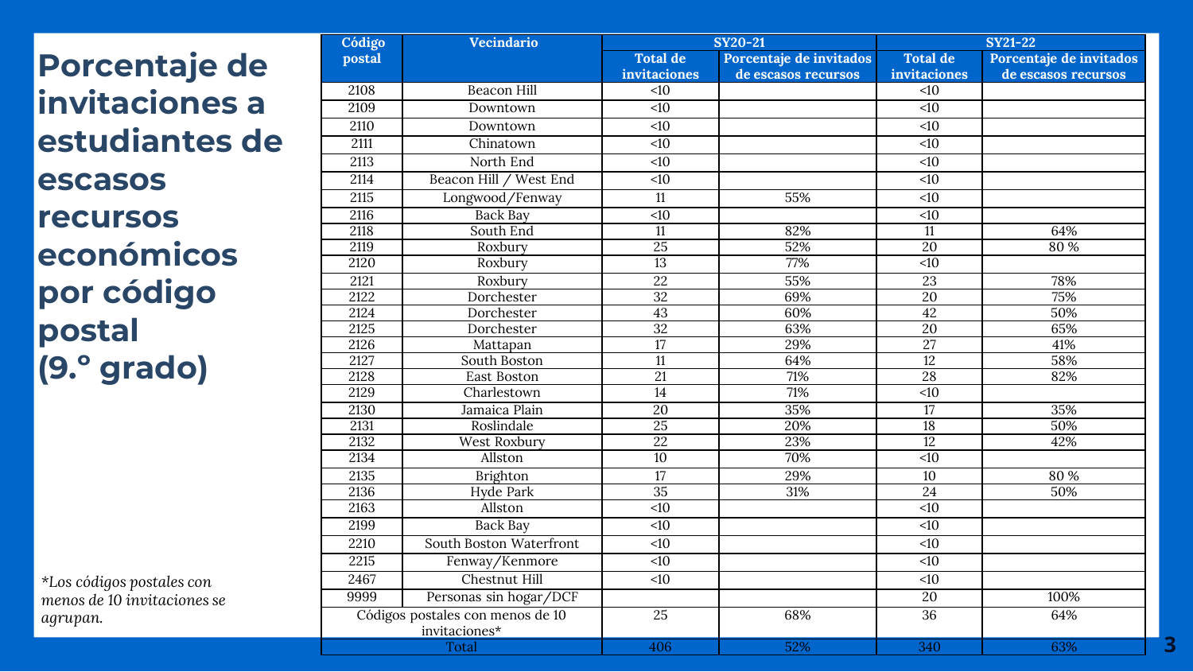# Porcentaje de invitaciones a estudiantes de escasos recursos económicos por código postal (9.° grado)

| Código postal | Vecindario | SY20-21 | | SY21-22 | |
|---|---|---|---|---|---|
| | | Total de invitaciones | Porcentaje de invitados de escasos recursos | Total de invitaciones | Porcentaje de invitados de escasos recursos |
| 2108 | Beacon Hill | <10 | | <10 | |
| 2109 | Downtown | <10 | | <10 | |
| 2110 | Downtown | <10 | | <10 | |
| 2111 | Chinatown | <10 | | <10 | |
| 2113 | North End | <10 | | <10 | |
| 2114 | Beacon Hill / West End | <10 | | <10 | |
| 2115 | Longwood/Fenway | 11 | 55% | <10 | |
| 2116 | Back Bay | <10 | | <10 | |
| 2118 | South End | 11 | 82% | 11 | 64% |
| 2119 | Roxbury | 25 | 52% | 20 | 80 % |
| 2120 | Roxbury | 13 | 77% | <10 | |
| 2121 | Roxbury | 22 | 55% | 23 | 78% |
| 2122 | Dorchester | 32 | 69% | 20 | 75% |
| 2124 | Dorchester | 43 | 60% | 42 | 50% |
| 2125 | Dorchester | 32 | 63% | 20 | 65% |
| 2126 | Mattapan | 17 | 29% | 27 | 41% |
| 2127 | South Boston | 11 | 64% | 12 | 58% |
| 2128 | East Boston | 21 | 71% | 28 | 82% |
| 2129 | Charlestown | 14 | 71% | <10 | |
| 2130 | Jamaica Plain | 20 | 35% | 17 | 35% |
| 2131 | Roslindale | 25 | 20% | 18 | 50% |
| 2132 | West Roxbury | 22 | 23% | 12 | 42% |
| 2134 | Allston | 10 | 70% | <10 | |
| 2135 | Brighton | 17 | 29% | 10 | 80 % |
| 2136 | Hyde Park | 35 | 31% | 24 | 50% |
| 2163 | Allston | <10 | | <10 | |
| 2199 | Back Bay | <10 | | <10 | |
| 2210 | South Boston Waterfront | <10 | | <10 | |
| 2215 | Fenway/Kenmore | <10 | | <10 | |
| 2467 | Chestnut Hill | <10 | | <10 | |
| 9999 | Personas sin hogar/DCF | | | 20 | 100% |
| Códigos postales con menos de 10 invitaciones* | | 25 | 68% | 36 | 64% |
| Total | | 406 | 52% | 340 | 63% |

*\*Los códigos postales con menos de 10 invitaciones se agrupan.*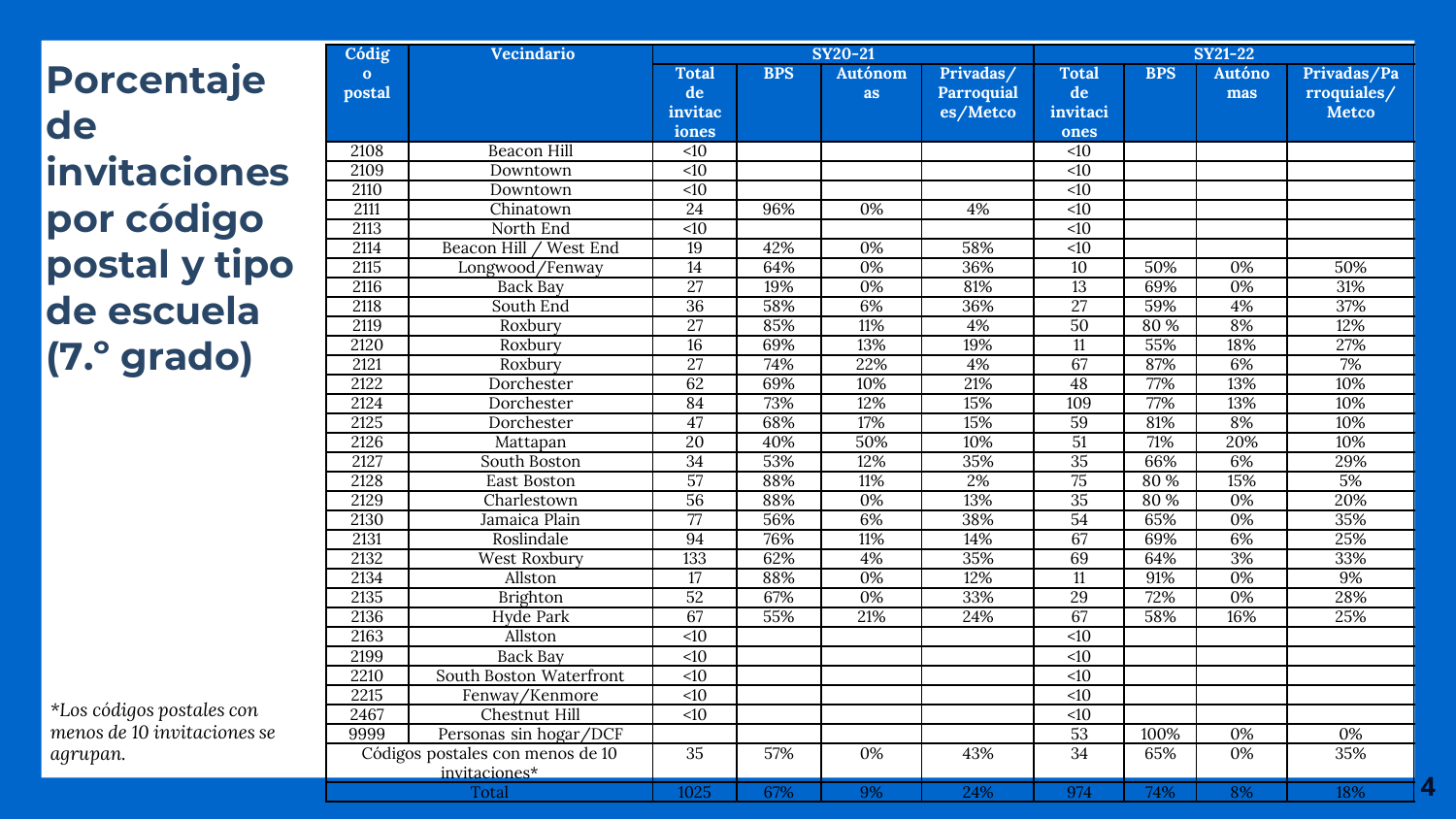# Porcentaje de invitaciones por código postal y tipo de escuela (7.º grado)

| Código postal | Vecindario | SY20-21 | | | | SY21-22 | | | |
|---|---|---|---|---|---|---|---|---|---|
| | | Total de invitaciones | BPS | Autónomas | Privadas/ Parroquiales/Metco | Total de invitaciones | BPS | Autónomas | Privadas/Parroquiales/ Metco |
| 2108 | Beacon Hill | <10 | | | | <10 | | | |
| 2109 | Downtown | <10 | | | | <10 | | | |
| 2110 | Downtown | <10 | | | | <10 | | | |
| 2111 | Chinatown | 24 | 96% | 0% | 4% | <10 | | | |
| 2113 | North End | <10 | | | | <10 | | | |
| 2114 | Beacon Hill / West End | 19 | 42% | 0% | 58% | <10 | | | |
| 2115 | Longwood/Fenway | 14 | 64% | 0% | 36% | 10 | 50% | 0% | 50% |
| 2116 | Back Bay | 27 | 19% | 0% | 81% | 13 | 69% | 0% | 31% |
| 2118 | South End | 36 | 58% | 6% | 36% | 27 | 59% | 4% | 37% |
| 2119 | Roxbury | 27 | 85% | 11% | 4% | 50 | 80 % | 8% | 12% |
| 2120 | Roxbury | 16 | 69% | 13% | 19% | 11 | 55% | 18% | 27% |
| 2121 | Roxbury | 27 | 74% | 22% | 4% | 67 | 87% | 6% | 7% |
| 2122 | Dorchester | 62 | 69% | 10% | 21% | 48 | 77% | 13% | 10% |
| 2124 | Dorchester | 84 | 73% | 12% | 15% | 109 | 77% | 13% | 10% |
| 2125 | Dorchester | 47 | 68% | 17% | 15% | 59 | 81% | 8% | 10% |
| 2126 | Mattapan | 20 | 40% | 50% | 10% | 51 | 71% | 20% | 10% |
| 2127 | South Boston | 34 | 53% | 12% | 35% | 35 | 66% | 6% | 29% |
| 2128 | East Boston | 57 | 88% | 11% | 2% | 75 | 80 % | 15% | 5% |
| 2129 | Charlestown | 56 | 88% | 0% | 13% | 35 | 80 % | 0% | 20% |
| 2130 | Jamaica Plain | 77 | 56% | 6% | 38% | 54 | 65% | 0% | 35% |
| 2131 | Roslindale | 94 | 76% | 11% | 14% | 67 | 69% | 6% | 25% |
| 2132 | West Roxbury | 133 | 62% | 4% | 35% | 69 | 64% | 3% | 33% |
| 2134 | Allston | 17 | 88% | 0% | 12% | 11 | 91% | 0% | 9% |
| 2135 | Brighton | 52 | 67% | 0% | 33% | 29 | 72% | 0% | 28% |
| 2136 | Hyde Park | 67 | 55% | 21% | 24% | 67 | 58% | 16% | 25% |
| 2163 | Allston | <10 | | | | <10 | | | |
| 2199 | Back Bay | <10 | | | | <10 | | | |
| 2210 | South Boston Waterfront | <10 | | | | <10 | | | |
| 2215 | Fenway/Kenmore | <10 | | | | <10 | | | |
| 2467 | Chestnut Hill | <10 | | | | <10 | | | |
| 9999 | Personas sin hogar/DCF | | | | | 53 | 100% | 0% | 0% |
| Códigos postales con menos de 10 invitaciones* | | 35 | 57% | 0% | 43% | 34 | 65% | 0% | 35% |
| Total | | 1025 | 67% | 9% | 24% | 974 | 74% | 8% | 18% |

*Los códigos postales con menos de 10 invitaciones se agrupan.*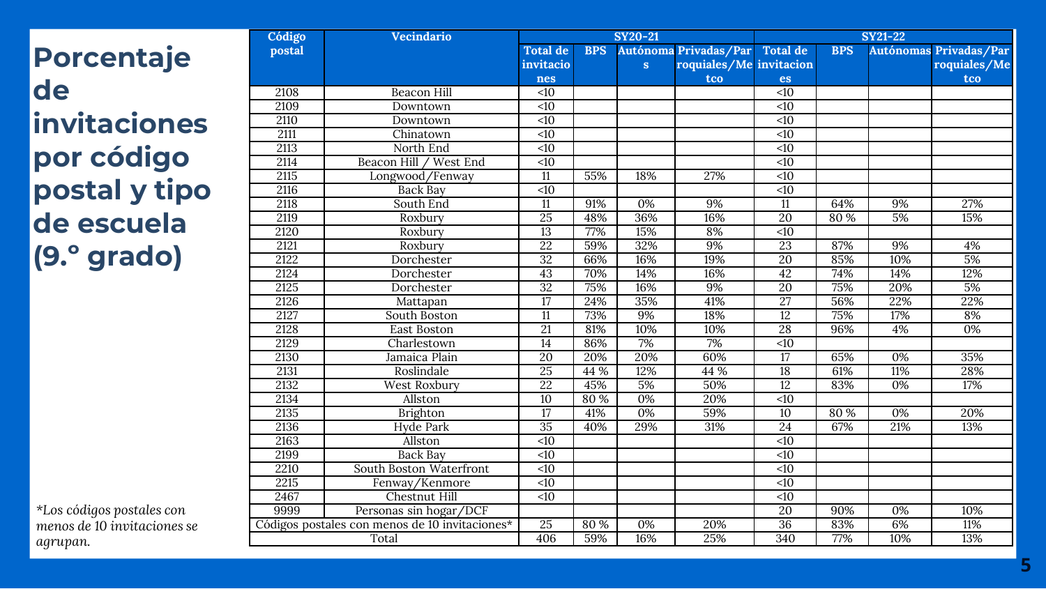# Porcentaje de invitaciones por código postal y tipo de escuela (9.° grado)

| Código postal | Vecindario | SY20-21 | | | | SY21-22 | | | |
|---|---|---|---|---|---|---|---|---|---|
| | | Total de invitaciones | BPS | Autónomas | Privadas/Parroquiales/Metco | Total de invitaciones | BPS | Autónomas | Privadas/Parroquiales/Metco |
| 2108 | Beacon Hill | <10 | | | | <10 | | | |
| 2109 | Downtown | <10 | | | | <10 | | | |
| 2110 | Downtown | <10 | | | | <10 | | | |
| 2111 | Chinatown | <10 | | | | <10 | | | |
| 2113 | North End | <10 | | | | <10 | | | |
| 2114 | Beacon Hill / West End | <10 | | | | <10 | | | |
| 2115 | Longwood/Fenway | 11 | 55% | 18% | 27% | <10 | | | |
| 2116 | Back Bay | <10 | | | | <10 | | | |
| 2118 | South End | 11 | 91% | 0% | 9% | 11 | 64% | 9% | 27% |
| 2119 | Roxbury | 25 | 48% | 36% | 16% | 20 | 80 % | 5% | 15% |
| 2120 | Roxbury | 13 | 77% | 15% | 8% | <10 | | | |
| 2121 | Roxbury | 22 | 59% | 32% | 9% | 23 | 87% | 9% | 4% |
| 2122 | Dorchester | 32 | 66% | 16% | 19% | 20 | 85% | 10% | 5% |
| 2124 | Dorchester | 43 | 70% | 14% | 16% | 42 | 74% | 14% | 12% |
| 2125 | Dorchester | 32 | 75% | 16% | 9% | 20 | 75% | 20% | 5% |
| 2126 | Mattapan | 17 | 24% | 35% | 41% | 27 | 56% | 22% | 22% |
| 2127 | South Boston | 11 | 73% | 9% | 18% | 12 | 75% | 17% | 8% |
| 2128 | East Boston | 21 | 81% | 10% | 10% | 28 | 96% | 4% | 0% |
| 2129 | Charlestown | 14 | 86% | 7% | 7% | <10 | | | |
| 2130 | Jamaica Plain | 20 | 20% | 20% | 60% | 17 | 65% | 0% | 35% |
| 2131 | Roslindale | 25 | 44 % | 12% | 44 % | 18 | 61% | 11% | 28% |
| 2132 | West Roxbury | 22 | 45% | 5% | 50% | 12 | 83% | 0% | 17% |
| 2134 | Allston | 10 | 80 % | 0% | 20% | <10 | | | |
| 2135 | Brighton | 17 | 41% | 0% | 59% | 10 | 80 % | 0% | 20% |
| 2136 | Hyde Park | 35 | 40% | 29% | 31% | 24 | 67% | 21% | 13% |
| 2163 | Allston | <10 | | | | <10 | | | |
| 2199 | Back Bay | <10 | | | | <10 | | | |
| 2210 | South Boston Waterfront | <10 | | | | <10 | | | |
| 2215 | Fenway/Kenmore | <10 | | | | <10 | | | |
| 2467 | Chestnut Hill | <10 | | | | <10 | | | |
| 9999 | Personas sin hogar/DCF | | | | | 20 | 90% | 0% | 10% |
| Códigos postales con menos de 10 invitaciones* | | 25 | 80 % | 0% | 20% | 36 | 83% | 6% | 11% |
| Total | | 406 | 59% | 16% | 25% | 340 | 77% | 10% | 13% |

*Los códigos postales con menos de 10 invitaciones se agrupan.*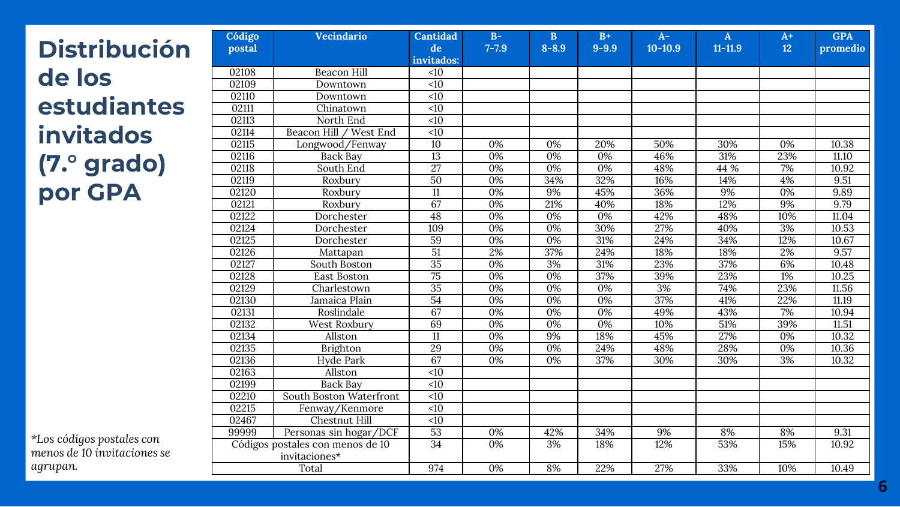# Distribución de los estudiantes invitados (7.º grado) por GPA

| Código postal | Vecindario | Cantidad de invitados: | B- 7-7.9 | B 8-8.9 | B+ 9-9.9 | A- 10-10.9 | A 11-11.9 | A+ 12 | GPA promedio |
|---|---|---|---|---|---|---|---|---|---|
| 02108 | Beacon Hill | <10 | | | | | | | |
| 02109 | Downtown | <10 | | | | | | | |
| 02110 | Downtown | <10 | | | | | | | |
| 02111 | Chinatown | <10 | | | | | | | |
| 02113 | North End | <10 | | | | | | | |
| 02114 | Beacon Hill / West End | <10 | | | | | | | |
| 02115 | Longwood/Fenway | 10 | 0% | 0% | 20% | 50% | 30% | 0% | 10.38 |
| 02116 | Back Bay | 13 | 0% | 0% | 0% | 46% | 31% | 23% | 11.10 |
| 02118 | South End | 27 | 0% | 0% | 0% | 48% | 44 % | 7% | 10.92 |
| 02119 | Roxbury | 50 | 0% | 34% | 32% | 16% | 14% | 4% | 9.51 |
| 02120 | Roxbury | 11 | 0% | 9% | 45% | 36% | 9% | 0% | 9.89 |
| 02121 | Roxbury | 67 | 0% | 21% | 40% | 18% | 12% | 9% | 9.79 |
| 02122 | Dorchester | 48 | 0% | 0% | 0% | 42% | 48% | 10% | 11.04 |
| 02124 | Dorchester | 109 | 0% | 0% | 30% | 27% | 40% | 3% | 10.53 |
| 02125 | Dorchester | 59 | 0% | 0% | 31% | 24% | 34% | 12% | 10.67 |
| 02126 | Mattapan | 51 | 2% | 37% | 24% | 18% | 18% | 2% | 9.57 |
| 02127 | South Boston | 35 | 0% | 3% | 31% | 23% | 37% | 6% | 10.48 |
| 02128 | East Boston | 75 | 0% | 0% | 37% | 39% | 23% | 1% | 10.25 |
| 02129 | Charlestown | 35 | 0% | 0% | 0% | 3% | 74% | 23% | 11.56 |
| 02130 | Jamaica Plain | 54 | 0% | 0% | 0% | 37% | 41% | 22% | 11.19 |
| 02131 | Roslindale | 67 | 0% | 0% | 0% | 49% | 43% | 7% | 10.94 |
| 02132 | West Roxbury | 69 | 0% | 0% | 0% | 10% | 51% | 39% | 11.51 |
| 02134 | Allston | 11 | 0% | 9% | 18% | 45% | 27% | 0% | 10.32 |
| 02135 | Brighton | 29 | 0% | 0% | 24% | 48% | 28% | 0% | 10.36 |
| 02136 | Hyde Park | 67 | 0% | 0% | 37% | 30% | 30% | 3% | 10.32 |
| 02163 | Allston | <10 | | | | | | | |
| 02199 | Back Bay | <10 | | | | | | | |
| 02210 | South Boston Waterfront | <10 | | | | | | | |
| 02215 | Fenway/Kenmore | <10 | | | | | | | |
| 02467 | Chestnut Hill | <10 | | | | | | | |
| 99999 | Personas sin hogar/DCF | 53 | 0% | 42% | 34% | 9% | 8% | 8% | 9.31 |
| Códigos postales con menos de 10 invitaciones* | | 34 | 0% | 3% | 18% | 12% | 53% | 15% | 10.92 |
| Total | | 974 | 0% | 8% | 22% | 27% | 33% | 10% | 10.49 |

*\*Los códigos postales con menos de 10 invitaciones se agrupan.*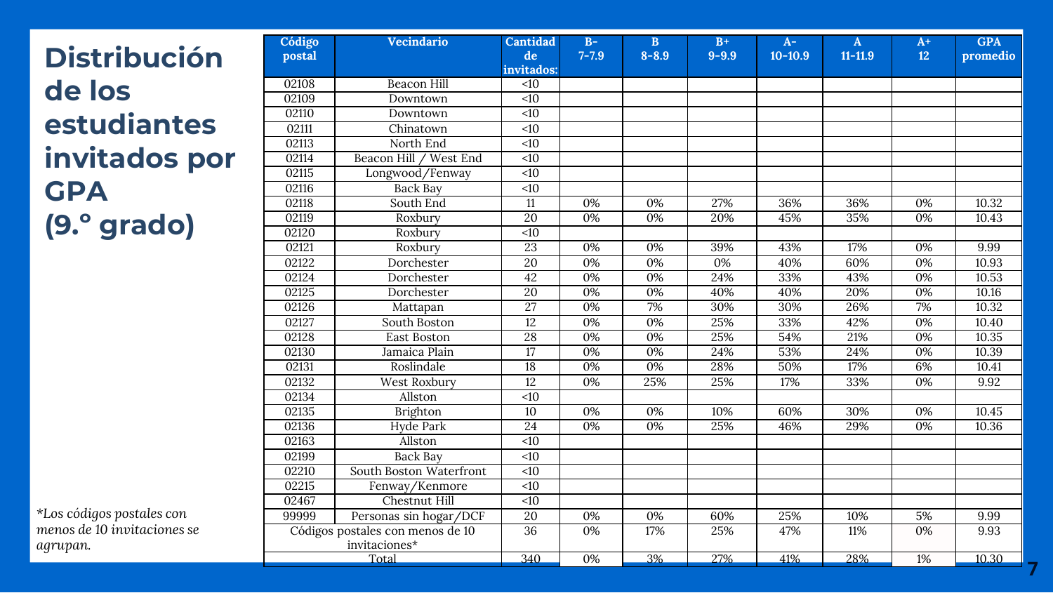# Distribución de los estudiantes invitados por GPA (9.° grado)

| Código postal | Vecindario | Cantidad de invitados: | B- 7-7.9 | B 8-8.9 | B+ 9-9.9 | A- 10-10.9 | A 11-11.9 | A+ 12 | GPA promedio |
|---|---|---|---|---|---|---|---|---|---|
| 02108 | Beacon Hill | <10 | | | | | | | |
| 02109 | Downtown | <10 | | | | | | | |
| 02110 | Downtown | <10 | | | | | | | |
| 02111 | Chinatown | <10 | | | | | | | |
| 02113 | North End | <10 | | | | | | | |
| 02114 | Beacon Hill / West End | <10 | | | | | | | |
| 02115 | Longwood/Fenway | <10 | | | | | | | |
| 02116 | Back Bay | <10 | | | | | | | |
| 02118 | South End | 11 | 0% | 0% | 27% | 36% | 36% | 0% | 10.32 |
| 02119 | Roxbury | 20 | 0% | 0% | 20% | 45% | 35% | 0% | 10.43 |
| 02120 | Roxbury | <10 | | | | | | | |
| 02121 | Roxbury | 23 | 0% | 0% | 39% | 43% | 17% | 0% | 9.99 |
| 02122 | Dorchester | 20 | 0% | 0% | 0% | 40% | 60% | 0% | 10.93 |
| 02124 | Dorchester | 42 | 0% | 0% | 24% | 33% | 43% | 0% | 10.53 |
| 02125 | Dorchester | 20 | 0% | 0% | 40% | 40% | 20% | 0% | 10.16 |
| 02126 | Mattapan | 27 | 0% | 7% | 30% | 30% | 26% | 7% | 10.32 |
| 02127 | South Boston | 12 | 0% | 0% | 25% | 33% | 42% | 0% | 10.40 |
| 02128 | East Boston | 28 | 0% | 0% | 25% | 54% | 21% | 0% | 10.35 |
| 02130 | Jamaica Plain | 17 | 0% | 0% | 24% | 53% | 24% | 0% | 10.39 |
| 02131 | Roslindale | 18 | 0% | 0% | 28% | 50% | 17% | 6% | 10.41 |
| 02132 | West Roxbury | 12 | 0% | 25% | 25% | 17% | 33% | 0% | 9.92 |
| 02134 | Allston | <10 | | | | | | | |
| 02135 | Brighton | 10 | 0% | 0% | 10% | 60% | 30% | 0% | 10.45 |
| 02136 | Hyde Park | 24 | 0% | 0% | 25% | 46% | 29% | 0% | 10.36 |
| 02163 | Allston | <10 | | | | | | | |
| 02199 | Back Bay | <10 | | | | | | | |
| 02210 | South Boston Waterfront | <10 | | | | | | | |
| 02215 | Fenway/Kenmore | <10 | | | | | | | |
| 02467 | Chestnut Hill | <10 | | | | | | | |
| 99999 | Personas sin hogar/DCF | 20 | 0% | 0% | 60% | 25% | 10% | 5% | 9.99 |
| Códigos postales con menos de 10 invitaciones* | | 36 | 0% | 17% | 25% | 47% | 11% | 0% | 9.93 |
| Total | | 340 | 0% | 3% | 27% | 41% | 28% | 1% | 10.30 |

*Los códigos postales con menos de 10 invitaciones se agrupan.*